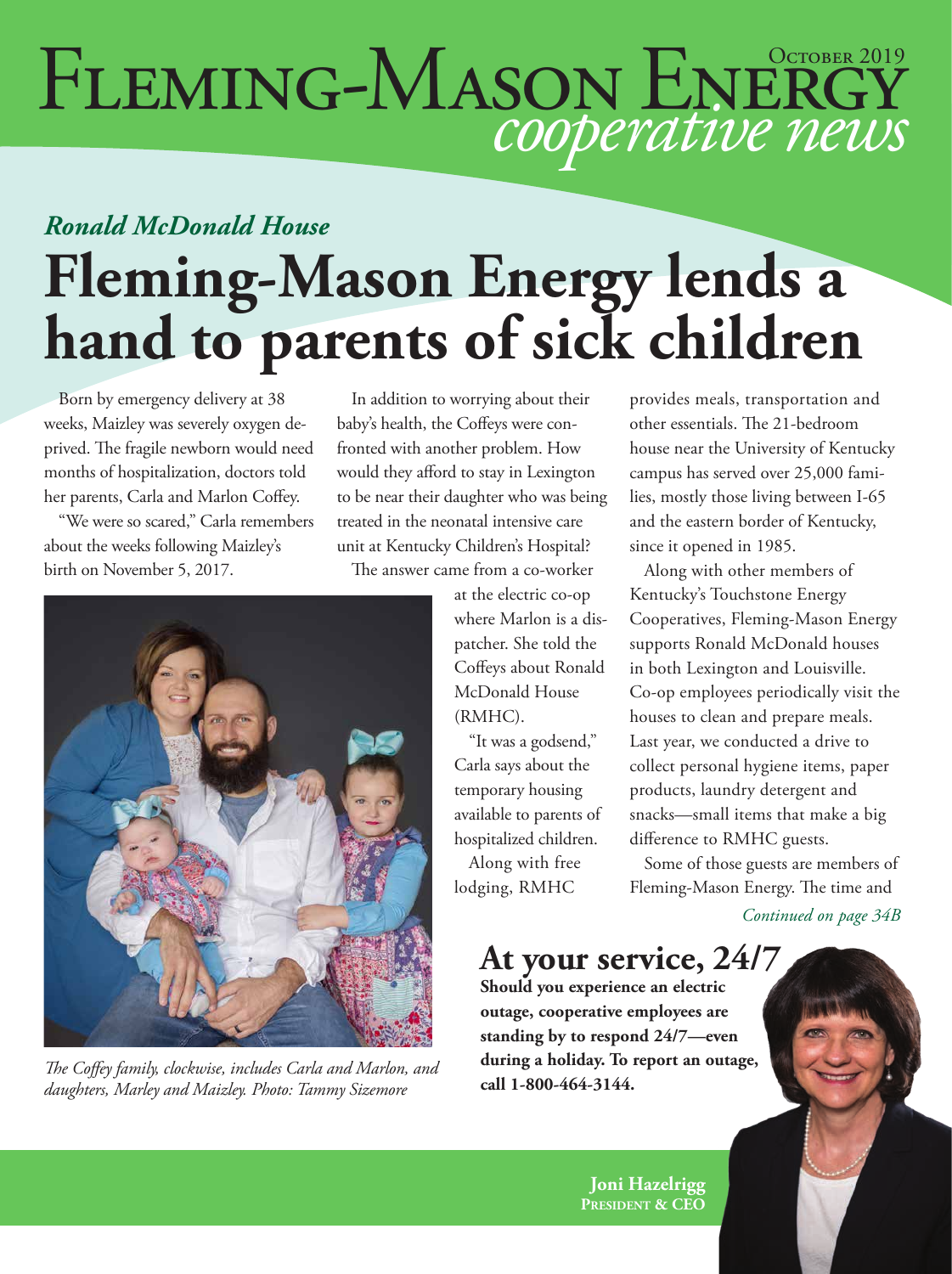# Fleming-Mason Energy cooperative news

October 2019

*Ronald McDonald House*

## Fleming-Mason Energy lends a hand to parents of sick children

Born by emergency delivery at 38 weeks, Maizley was severely oxygen deprived. The fragile newborn would need months of hospitalization, doctors told her parents, Carla and Marlon Coffey.

"We were so scared," Carla remembers about the weeks following Maizley's birth on November 5, 2017.

In addition to worrying about their baby's health, the Coffeys were confronted with another problem. How would they afford to stay in Lexington to be near their daughter who was being treated in the neonatal intensive care unit at Kentucky Children's Hospital?

The answer came from a co-worker at the electric co-op where Marlon is a dispatcher. She told the Coffeys about Ronald McDonald House (RMHC).

"It was a godsend," Carla says about the temporary housing available to parents of hospitalized children.

Along with free lodging, RMHC provides meals, transportation and other essentials. The 21-bedroom house near the University of Kentucky campus has served over 25,000 families, mostly those living between I-65 and the eastern border of Kentucky, since it opened in 1985.

Along with other members of Kentucky's Touchstone Energy Cooperatives, Fleming-Mason Energy supports Ronald McDonald houses in both Lexington and Louisville. Co-op employees periodically visit the houses to clean and prepare meals. Last year, we conducted a drive to collect personal hygiene items, paper products, laundry detergent and snacks—small items that make a big difference to RMHC guests.

Some of those guests are members of Fleming-Mason Energy. The time and

*Continued on page 34B*

*The Coffey family, clockwise, includes Carla and Marlon, and daughters, Marley and Maizley. Photo: Tammy Sizemore*

### At your service, 24/7

**Should you experience an electric outage, cooperative employees are standing by to respond 24/7—even during a holiday. To report an outage, call 1-800-464-3144.**

**Joni Hazelrigg**
**President & CEO**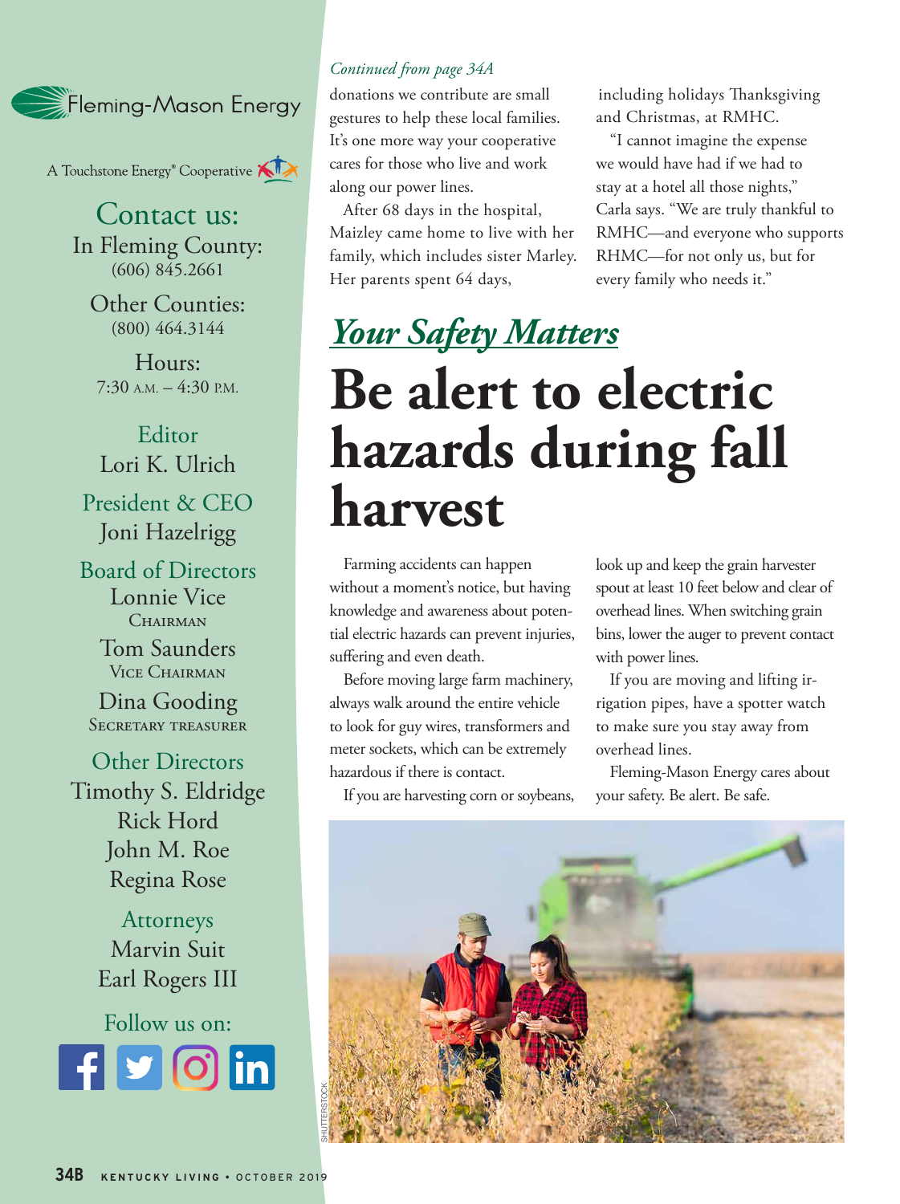Fleming-Mason Energy

A Touchstone Energy® Cooperative

Contact us:
In Fleming County:
(606) 845.2661

Other Counties:
(800) 464.3144

Hours:
7:30 A.M. – 4:30 P.M.

Editor
Lori K. Ulrich

President & CEO
Joni Hazelrigg

Board of Directors
Lonnie Vice
Chairman

Tom Saunders
Vice Chairman

Dina Gooding
Secretary Treasurer

Other Directors
Timothy S. Eldridge
Rick Hord
John M. Roe
Regina Rose

Attorneys
Marvin Suit
Earl Rogers III

Follow us on:

*Continued from page 34A*

donations we contribute are small gestures to help these local families. It's one more way your cooperative cares for those who live and work along our power lines.

After 68 days in the hospital, Maizley came home to live with her family, which includes sister Marley. Her parents spent 64 days, including holidays Thanksgiving and Christmas, at RMHC.

"I cannot imagine the expense we would have had if we had to stay at a hotel all those nights," Carla says. "We are truly thankful to RMHC—and everyone who supports RHMC—for not only us, but for every family who needs it."

*Your Safety Matters*

# Be alert to electric hazards during fall harvest

Farming accidents can happen without a moment's notice, but having knowledge and awareness about potential electric hazards can prevent injuries, suffering and even death.

Before moving large farm machinery, always walk around the entire vehicle to look for guy wires, transformers and meter sockets, which can be extremely hazardous if there is contact.

If you are harvesting corn or soybeans, look up and keep the grain harvester spout at least 10 feet below and clear of overhead lines. When switching grain bins, lower the auger to prevent contact with power lines.

If you are moving and lifting irrigation pipes, have a spotter watch to make sure you stay away from overhead lines.

Fleming-Mason Energy cares about your safety. Be alert. Be safe.

SHUTTERSTOCK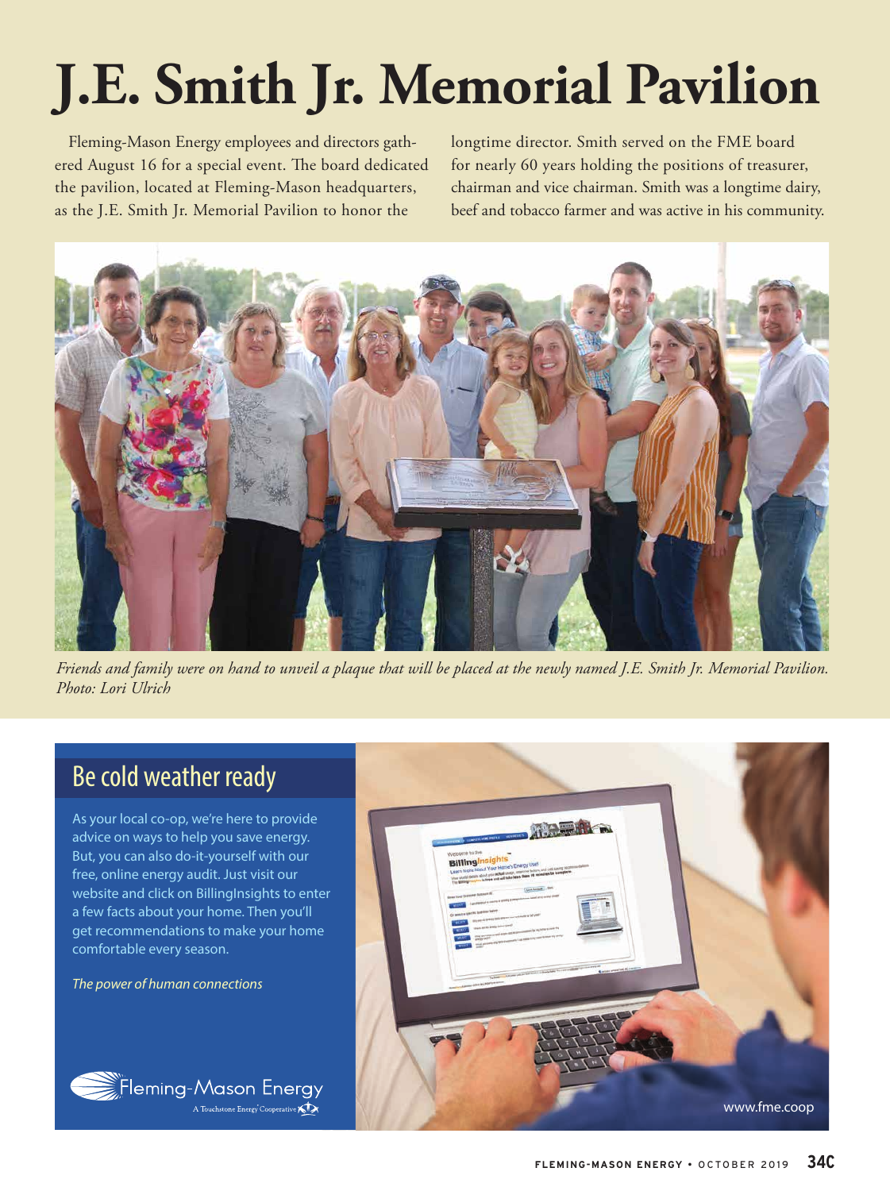# J.E. Smith Jr. Memorial Pavilion

Fleming-Mason Energy employees and directors gathered August 16 for a special event. The board dedicated the pavilion, located at Fleming-Mason headquarters, as the J.E. Smith Jr. Memorial Pavilion to honor the longtime director. Smith served on the FME board for nearly 60 years holding the positions of treasurer, chairman and vice chairman. Smith was a longtime dairy, beef and tobacco farmer and was active in his community.

*Friends and family were on hand to unveil a plaque that will be placed at the newly named J.E. Smith Jr. Memorial Pavilion. Photo: Lori Ulrich*

## Be cold weather ready

As your local co-op, we're here to provide advice on ways to help you save energy. But, you can also do-it-yourself with our free, online energy audit. Just visit our website and click on BillingInsights to enter a few facts about your home. Then you'll get recommendations to make your home comfortable every season.

*The power of human connections*

Fleming-Mason Energy
A Touchstone Energy Cooperative

www.fme.coop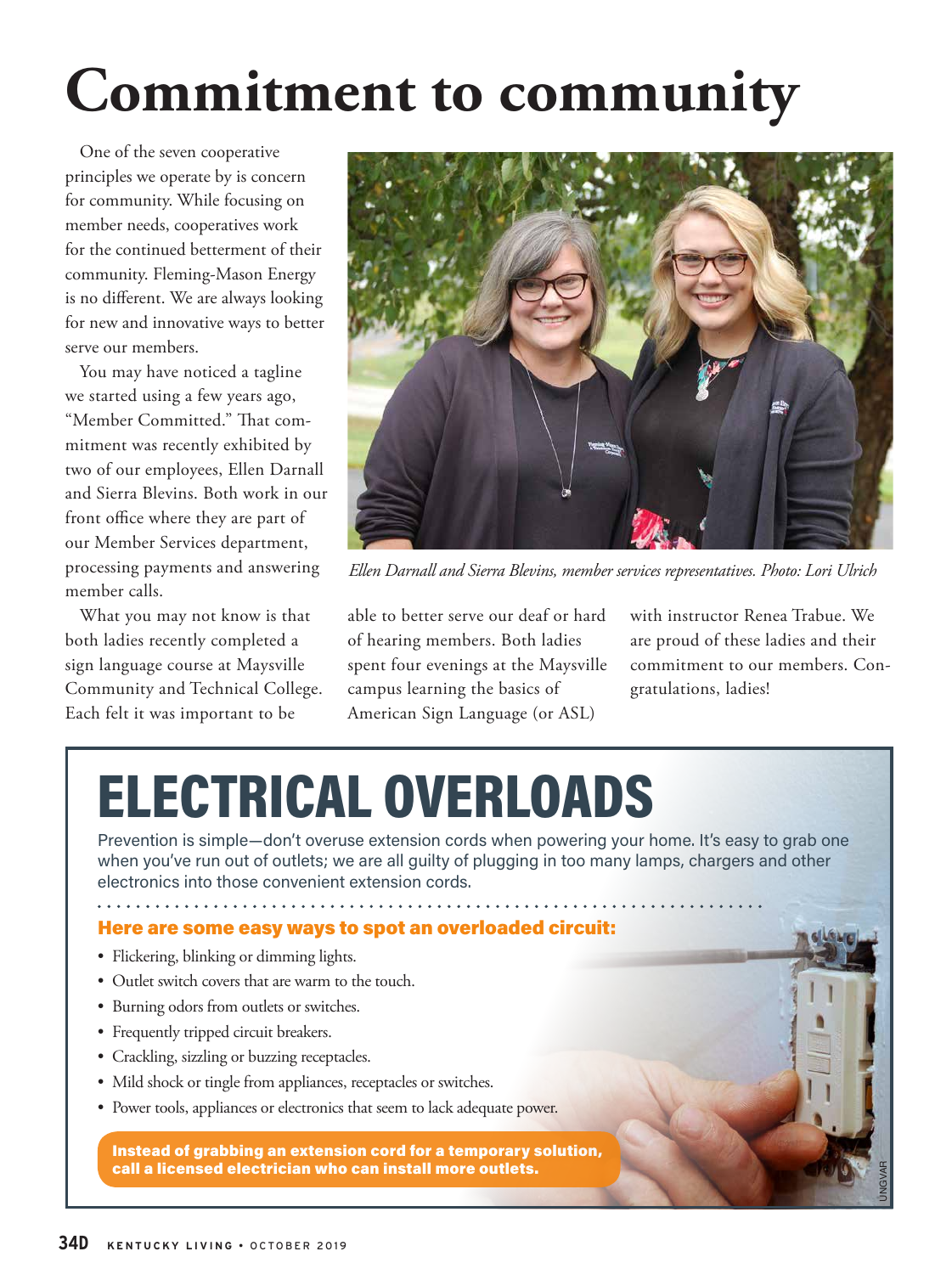# Commitment to community

One of the seven cooperative principles we operate by is concern for community. While focusing on member needs, cooperatives work for the continued betterment of their community. Fleming-Mason Energy is no different. We are always looking for new and innovative ways to better serve our members.

You may have noticed a tagline we started using a few years ago, "Member Committed." That commitment was recently exhibited by two of our employees, Ellen Darnall and Sierra Blevins. Both work in our front office where they are part of our Member Services department, processing payments and answering member calls.

*Ellen Darnall and Sierra Blevins, member services representatives. Photo: Lori Ulrich*

What you may not know is that both ladies recently completed a sign language course at Maysville Community and Technical College. Each felt it was important to be able to better serve our deaf or hard of hearing members. Both ladies spent four evenings at the Maysville campus learning the basics of American Sign Language (or ASL) with instructor Renea Trabue. We are proud of these ladies and their commitment to our members. Congratulations, ladies!

# ELECTRICAL OVERLOADS

Prevention is simple—don't overuse extension cords when powering your home. It's easy to grab one when you've run out of outlets; we are all guilty of plugging in too many lamps, chargers and other electronics into those convenient extension cords.

### Here are some easy ways to spot an overloaded circuit:

- Flickering, blinking or dimming lights.
- Outlet switch covers that are warm to the touch.
- Burning odors from outlets or switches.
- Frequently tripped circuit breakers.
- Crackling, sizzling or buzzing receptacles.
- Mild shock or tingle from appliances, receptacles or switches.
- Power tools, appliances or electronics that seem to lack adequate power.

**Instead of grabbing an extension cord for a temporary solution, call a licensed electrician who can install more outlets.**

UNGVAR